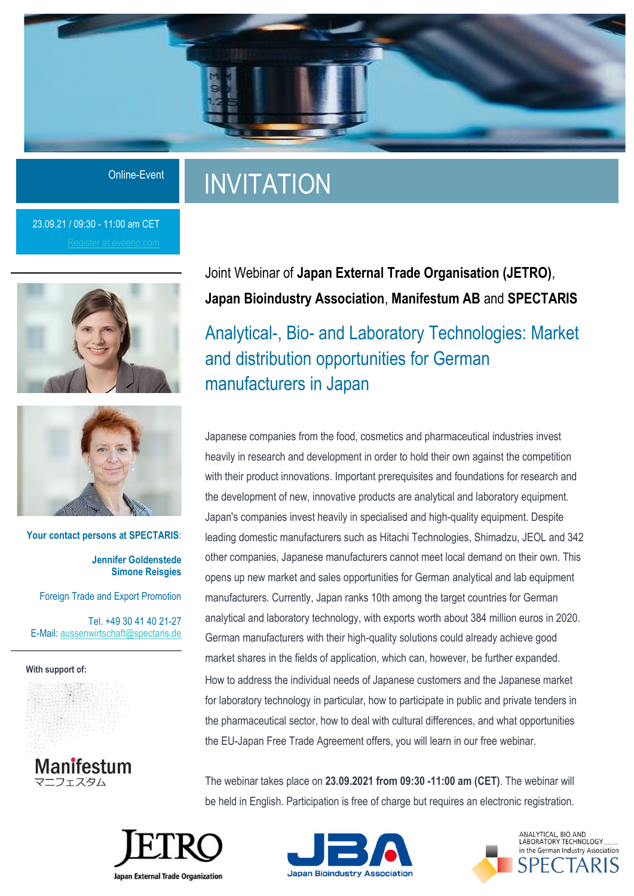Online-Event

# INVITATION

23.09.21 / 09:30 - 11:00 am CET

Register at eveeno.com

Joint Webinar of **Japan External Trade Organisation (JETRO)**, **Japan Bioindustry Association**, **Manifestum AB** and **SPECTARIS**

## Analytical-, Bio- and Laboratory Technologies: Market and distribution opportunities for German manufacturers in Japan

Japanese companies from the food, cosmetics and pharmaceutical industries invest heavily in research and development in order to hold their own against the competition with their product innovations. Important prerequisites and foundations for research and the development of new, innovative products are analytical and laboratory equipment. Japan's companies invest heavily in specialised and high-quality equipment. Despite leading domestic manufacturers such as Hitachi Technologies, Shimadzu, JEOL and 342 other companies, Japanese manufacturers cannot meet local demand on their own. This opens up new market and sales opportunities for German analytical and lab equipment manufacturers. Currently, Japan ranks 10th among the target countries for German analytical and laboratory technology, with exports worth about 384 million euros in 2020. German manufacturers with their high-quality solutions could already achieve good market shares in the fields of application, which can, however, be further expanded. How to address the individual needs of Japanese customers and the Japanese market for laboratory technology in particular, how to participate in public and private tenders in the pharmaceutical sector, how to deal with cultural differences, and what opportunities the EU-Japan Free Trade Agreement offers, you will learn in our free webinar.

The webinar takes place on **23.09.2021 from 09:30 -11:00 am (CET)**. The webinar will be held in English. Participation is free of charge but requires an electronic registration.

**Your contact persons at SPECTARIS**:

**Jennifer Goldenstede**
**Simone Reisgies**

Foreign Trade and Export Promotion

Tel. +49 30 41 40 21-27
E-Mail: aussenwirtschaft@spectaris.de

**With support of:**

Manifestum
マニフェスタム

JETRO – Japan External Trade Organization

JBA – Japan Bioindustry Association

ANALYTICAL, BIO AND LABORATORY TECHNOLOGY in the German Industry Association SPECTARIS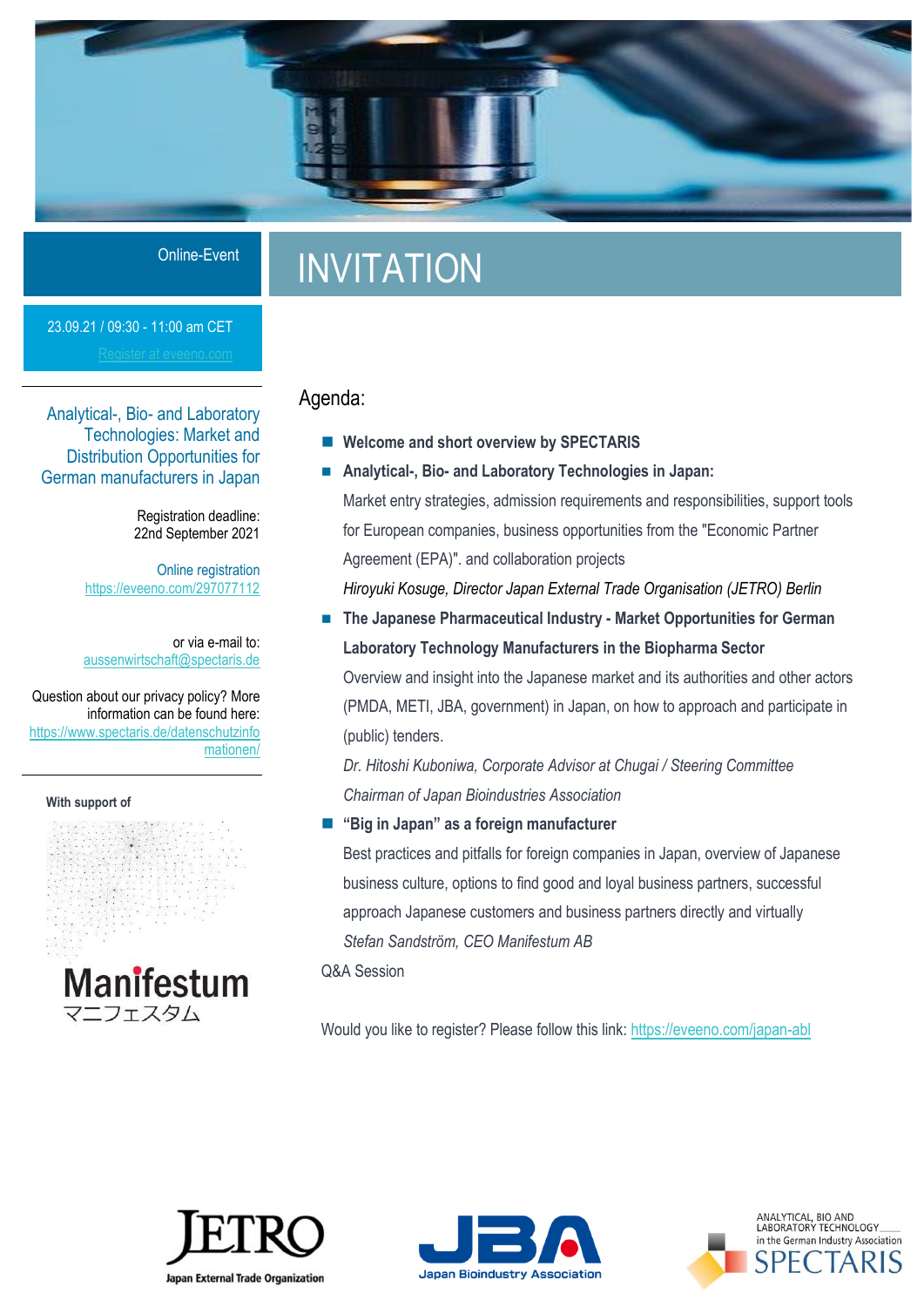Online-Event

# INVITATION

23.09.21 / 09:30 - 11:00 am CET

Register at eveeno.com

## Analytical-, Bio- and Laboratory Technologies: Market and Distribution Opportunities for German manufacturers in Japan

Registration deadline:
22nd September 2021

Online registration
https://eveeno.com/297077112

or via e-mail to:
aussenwirtschaft@spectaris.de

Question about our privacy policy? More information can be found here:
https://www.spectaris.de/datenschutzinformationen/

**With support of**

Manifestum
マニフェスタム

## Agenda:

- **Welcome and short overview by SPECTARIS**
- **Analytical-, Bio- and Laboratory Technologies in Japan:**
  Market entry strategies, admission requirements and responsibilities, support tools for European companies, business opportunities from the "Economic Partner Agreement (EPA)". and collaboration projects
  *Hiroyuki Kosuge, Director Japan External Trade Organisation (JETRO) Berlin*
- **The Japanese Pharmaceutical Industry - Market Opportunities for German Laboratory Technology Manufacturers in the Biopharma Sector**
  Overview and insight into the Japanese market and its authorities and other actors (PMDA, METI, JBA, government) in Japan, on how to approach and participate in (public) tenders.
  *Dr. Hitoshi Kuboniwa, Corporate Advisor at Chugai / Steering Committee Chairman of Japan Bioindustries Association*
- **"Big in Japan" as a foreign manufacturer**
  Best practices and pitfalls for foreign companies in Japan, overview of Japanese business culture, options to find good and loyal business partners, successful approach Japanese customers and business partners directly and virtually
  *Stefan Sandström, CEO Manifestum AB*

Q&A Session

Would you like to register? Please follow this link: https://eveeno.com/japan-abl

JETRO – Japan External Trade Organization

JBA – Japan Bioindustry Association

ANALYTICAL, BIO AND LABORATORY TECHNOLOGY in the German Industry Association SPECTARIS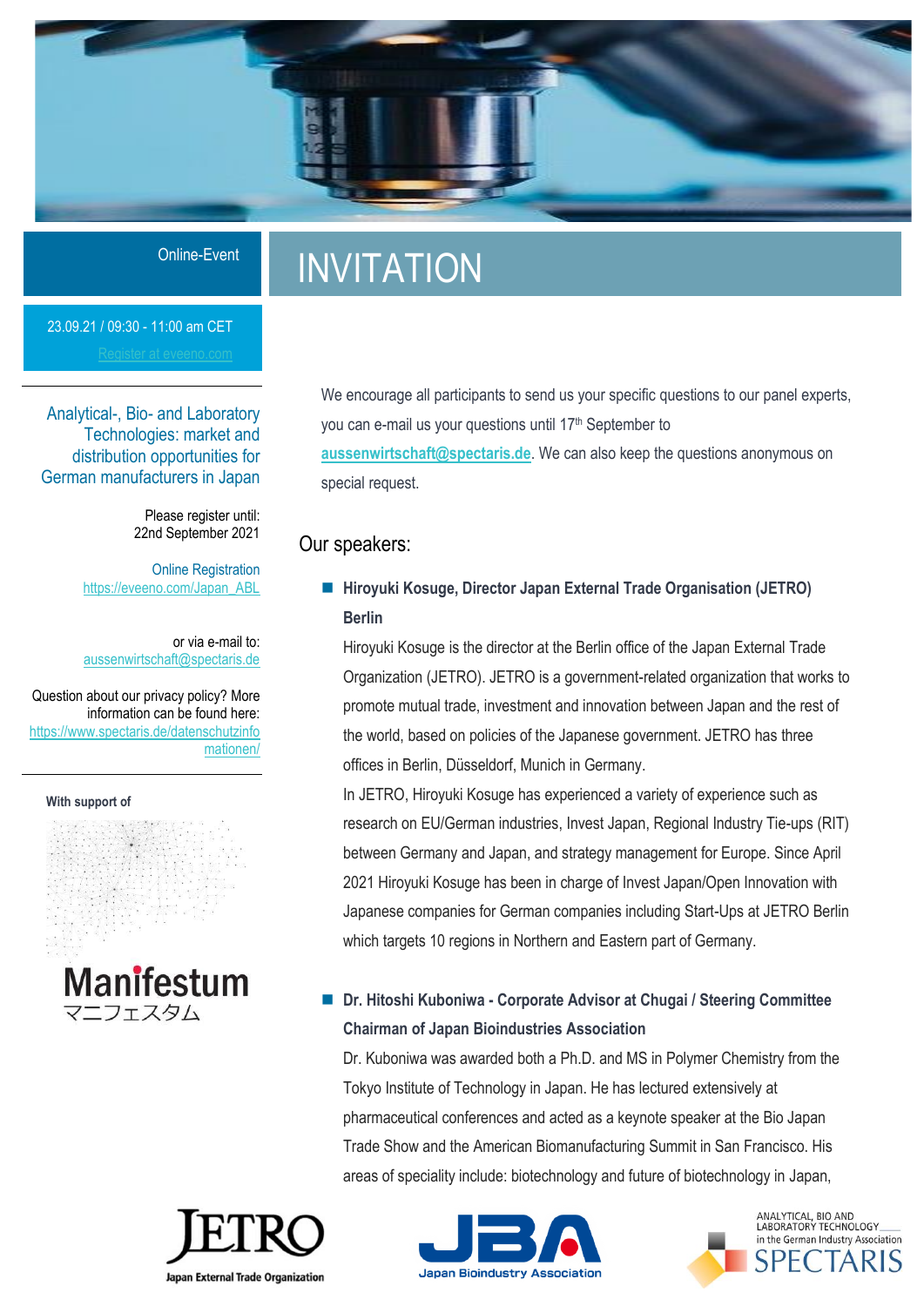Online-Event

# INVITATION

23.09.21 / 09:30 - 11:00 am CET

Register at eveeno.com

## Analytical-, Bio- and Laboratory Technologies: market and distribution opportunities for German manufacturers in Japan

Please register until:
22nd September 2021

Online Registration
https://eveeno.com/Japan_ABL

or via e-mail to:
aussenwirtschaft@spectaris.de

Question about our privacy policy? More information can be found here:
https://www.spectaris.de/datenschutzinformationen/

With support of

Manifestum
マニフェスタム

We encourage all participants to send us your specific questions to our panel experts, you can e-mail us your questions until 17th September to **aussenwirtschaft@spectaris.de**. We can also keep the questions anonymous on special request.

## Our speakers:

- **Hiroyuki Kosuge, Director Japan External Trade Organisation (JETRO) Berlin**
  Hiroyuki Kosuge is the director at the Berlin office of the Japan External Trade Organization (JETRO). JETRO is a government-related organization that works to promote mutual trade, investment and innovation between Japan and the rest of the world, based on policies of the Japanese government. JETRO has three offices in Berlin, Düsseldorf, Munich in Germany.
  In JETRO, Hiroyuki Kosuge has experienced a variety of experience such as research on EU/German industries, Invest Japan, Regional Industry Tie-ups (RIT) between Germany and Japan, and strategy management for Europe. Since April 2021 Hiroyuki Kosuge has been in charge of Invest Japan/Open Innovation with Japanese companies for German companies including Start-Ups at JETRO Berlin which targets 10 regions in Northern and Eastern part of Germany.

- **Dr. Hitoshi Kuboniwa - Corporate Advisor at Chugai / Steering Committee Chairman of Japan Bioindustries Association**
  Dr. Kuboniwa was awarded both a Ph.D. and MS in Polymer Chemistry from the Tokyo Institute of Technology in Japan. He has lectured extensively at pharmaceutical conferences and acted as a keynote speaker at the Bio Japan Trade Show and the American Biomanufacturing Summit in San Francisco. His areas of speciality include: biotechnology and future of biotechnology in Japan,

JETRO Japan External Trade Organization

JBA Japan Bioindustry Association

ANALYTICAL, BIO AND LABORATORY TECHNOLOGY in the German Industry Association SPECTARIS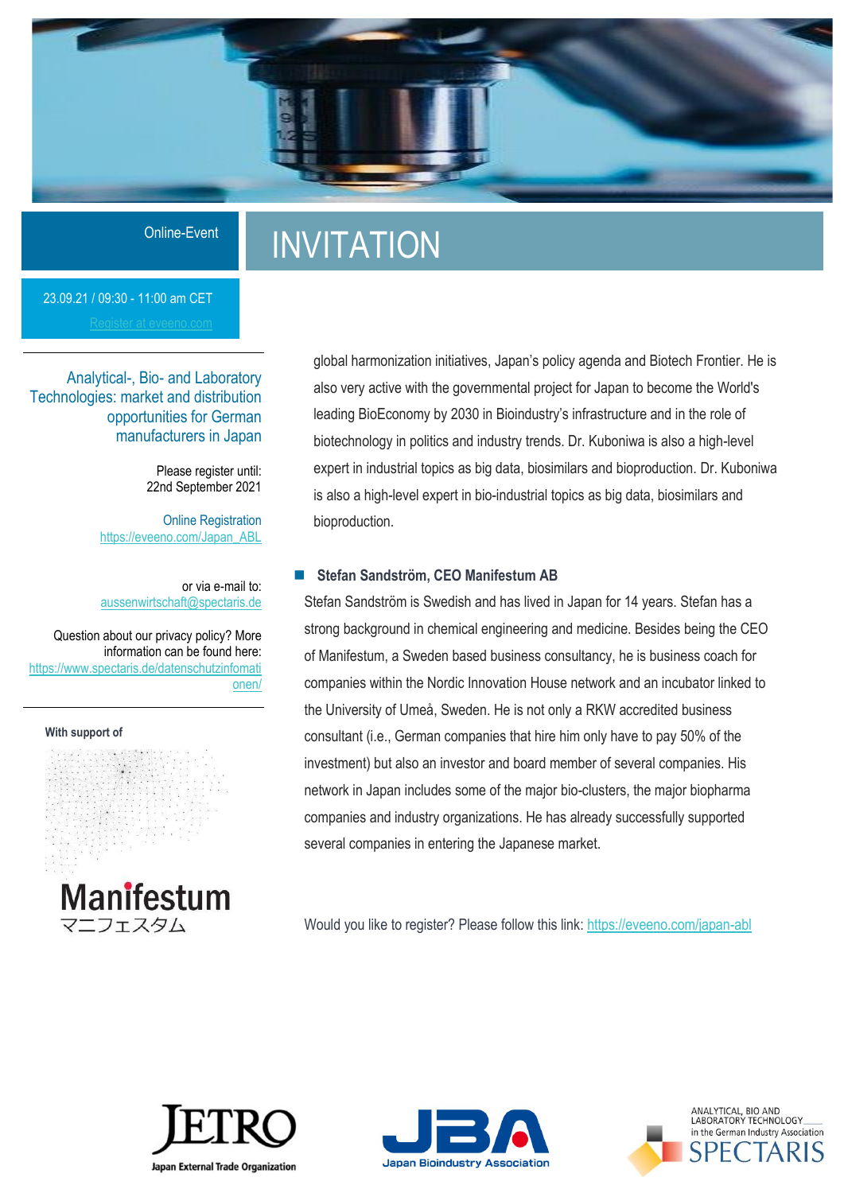Online-Event

# INVITATION

23.09.21 / 09:30 - 11:00 am CET

Register at eveeno.com

Analytical-, Bio- and Laboratory Technologies: market and distribution opportunities for German manufacturers in Japan

Please register until:
22nd September 2021

Online Registration
https://eveeno.com/Japan_ABL

or via e-mail to:
aussenwirtschaft@spectaris.de

Question about our privacy policy? More information can be found here:
https://www.spectaris.de/datenschutzinfomationen/

**With support of**

Manifestum
マニフェスタム

global harmonization initiatives, Japan's policy agenda and Biotech Frontier. He is also very active with the governmental project for Japan to become the World's leading BioEconomy by 2030 in Bioindustry's infrastructure and in the role of biotechnology in politics and industry trends. Dr. Kuboniwa is also a high-level expert in industrial topics as big data, biosimilars and bioproduction. Dr. Kuboniwa is also a high-level expert in bio-industrial topics as big data, biosimilars and bioproduction.

- **Stefan Sandström, CEO Manifestum AB**

Stefan Sandström is Swedish and has lived in Japan for 14 years. Stefan has a strong background in chemical engineering and medicine. Besides being the CEO of Manifestum, a Sweden based business consultancy, he is business coach for companies within the Nordic Innovation House network and an incubator linked to the University of Umeå, Sweden. He is not only a RKW accredited business consultant (i.e., German companies that hire him only have to pay 50% of the investment) but also an investor and board member of several companies. His network in Japan includes some of the major bio-clusters, the major biopharma companies and industry organizations. He has already successfully supported several companies in entering the Japanese market.

Would you like to register? Please follow this link: https://eveeno.com/japan-abl

JETRO
Japan External Trade Organization

JBA
Japan Bioindustry Association

ANALYTICAL, BIO AND LABORATORY TECHNOLOGY
in the German Industry Association
SPECTARIS